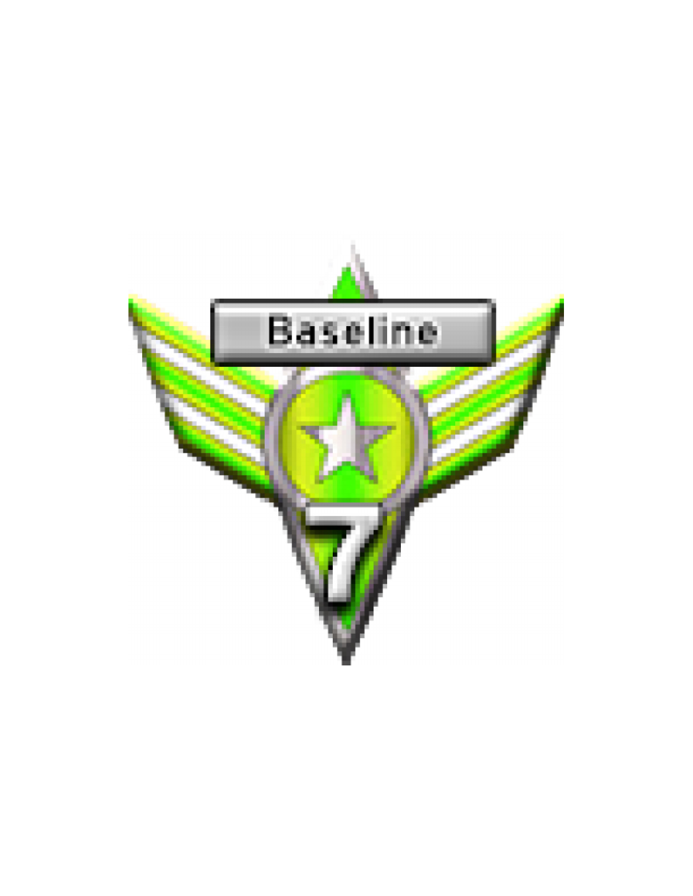Baseline

7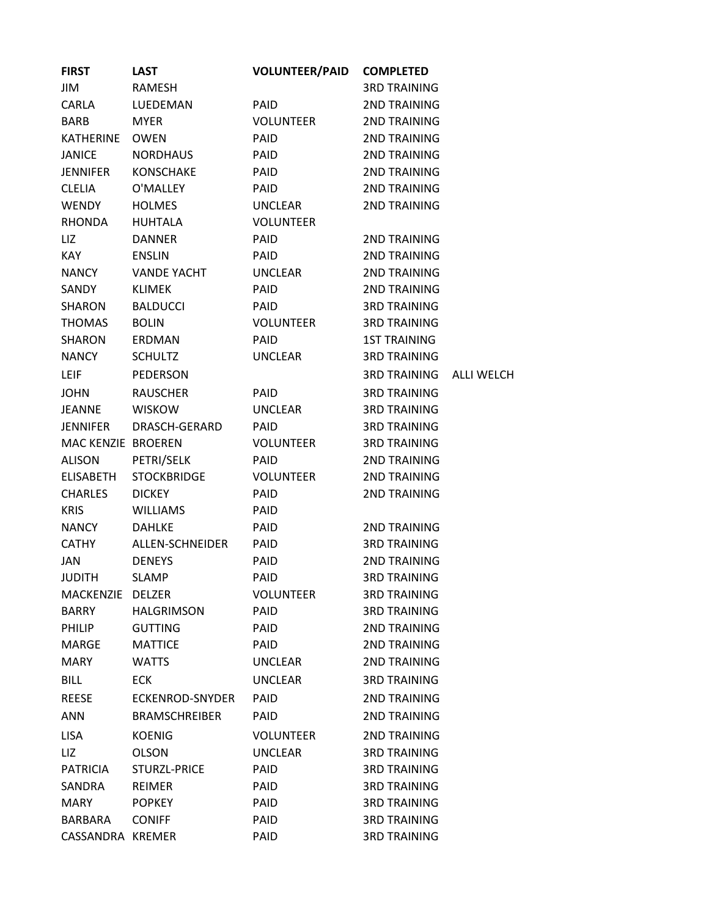| FIRST | LAST | VOLUNTEER/PAID | COMPLETED | |
|---|---|---|---|---|
| JIM | RAMESH | | 3RD TRAINING | |
| CARLA | LUEDEMAN | PAID | 2ND TRAINING | |
| BARB | MYER | VOLUNTEER | 2ND TRAINING | |
| KATHERINE | OWEN | PAID | 2ND TRAINING | |
| JANICE | NORDHAUS | PAID | 2ND TRAINING | |
| JENNIFER | KONSCHAKE | PAID | 2ND TRAINING | |
| CLELIA | O'MALLEY | PAID | 2ND TRAINING | |
| WENDY | HOLMES | UNCLEAR | 2ND TRAINING | |
| RHONDA | HUHTALA | VOLUNTEER | | |
| LIZ | DANNER | PAID | 2ND TRAINING | |
| KAY | ENSLIN | PAID | 2ND TRAINING | |
| NANCY | VANDE YACHT | UNCLEAR | 2ND TRAINING | |
| SANDY | KLIMEK | PAID | 2ND TRAINING | |
| SHARON | BALDUCCI | PAID | 3RD TRAINING | |
| THOMAS | BOLIN | VOLUNTEER | 3RD TRAINING | |
| SHARON | ERDMAN | PAID | 1ST TRAINING | |
| NANCY | SCHULTZ | UNCLEAR | 3RD TRAINING | |
| LEIF | PEDERSON | | 3RD TRAINING | ALLI WELCH |
| JOHN | RAUSCHER | PAID | 3RD TRAINING | |
| JEANNE | WISKOW | UNCLEAR | 3RD TRAINING | |
| JENNIFER | DRASCH-GERARD | PAID | 3RD TRAINING | |
| MAC KENZIE | BROEREN | VOLUNTEER | 3RD TRAINING | |
| ALISON | PETRI/SELK | PAID | 2ND TRAINING | |
| ELISABETH | STOCKBRIDGE | VOLUNTEER | 2ND TRAINING | |
| CHARLES | DICKEY | PAID | 2ND TRAINING | |
| KRIS | WILLIAMS | PAID | | |
| NANCY | DAHLKE | PAID | 2ND TRAINING | |
| CATHY | ALLEN-SCHNEIDER | PAID | 3RD TRAINING | |
| JAN | DENEYS | PAID | 2ND TRAINING | |
| JUDITH | SLAMP | PAID | 3RD TRAINING | |
| MACKENZIE | DELZER | VOLUNTEER | 3RD TRAINING | |
| BARRY | HALGRIMSON | PAID | 3RD TRAINING | |
| PHILIP | GUTTING | PAID | 2ND TRAINING | |
| MARGE | MATTICE | PAID | 2ND TRAINING | |
| MARY | WATTS | UNCLEAR | 2ND TRAINING | |
| BILL | ECK | UNCLEAR | 3RD TRAINING | |
| REESE | ECKENROD-SNYDER | PAID | 2ND TRAINING | |
| ANN | BRAMSCHREIBER | PAID | 2ND TRAINING | |
| LISA | KOENIG | VOLUNTEER | 2ND TRAINING | |
| LIZ | OLSON | UNCLEAR | 3RD TRAINING | |
| PATRICIA | STURZL-PRICE | PAID | 3RD TRAINING | |
| SANDRA | REIMER | PAID | 3RD TRAINING | |
| MARY | POPKEY | PAID | 3RD TRAINING | |
| BARBARA | CONIFF | PAID | 3RD TRAINING | |
| CASSANDRA | KREMER | PAID | 3RD TRAINING | |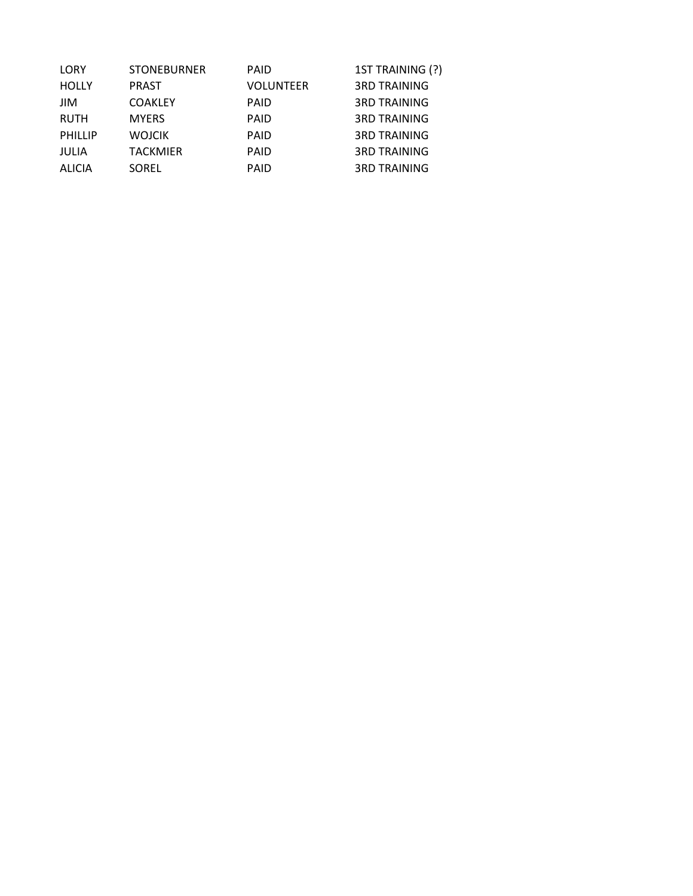| LORY | STONEBURNER | PAID | 1ST TRAINING (?) |
| --- | --- | --- | --- |
| HOLLY | PRAST | VOLUNTEER | 3RD TRAINING |
| JIM | COAKLEY | PAID | 3RD TRAINING |
| RUTH | MYERS | PAID | 3RD TRAINING |
| PHILLIP | WOJCIK | PAID | 3RD TRAINING |
| JULIA | TACKMIER | PAID | 3RD TRAINING |
| ALICIA | SOREL | PAID | 3RD TRAINING |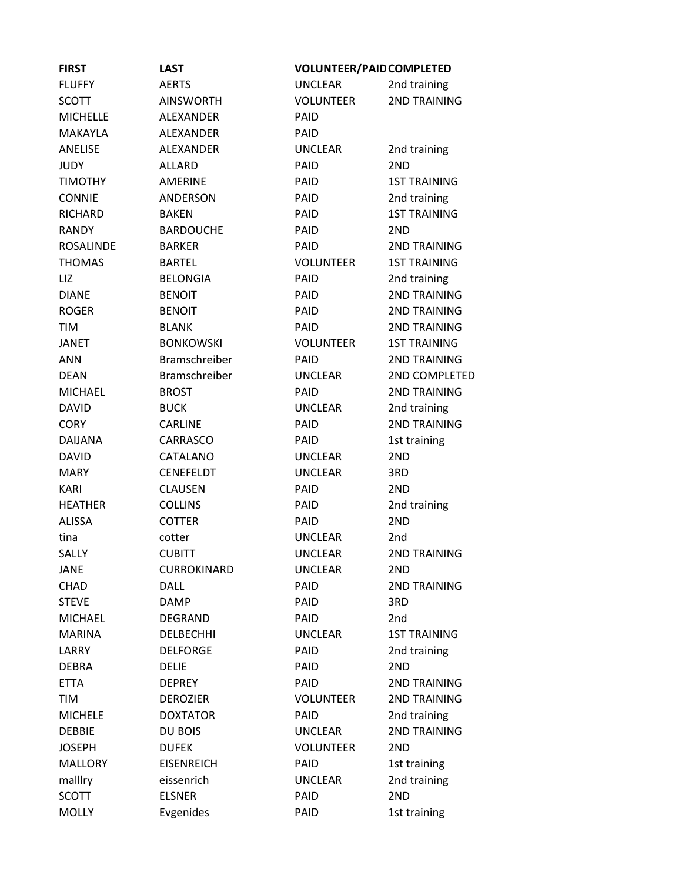| FIRST | LAST | VOLUNTEER/PAID | COMPLETED |
| --- | --- | --- | --- |
| FLUFFY | AERTS | UNCLEAR | 2nd training |
| SCOTT | AINSWORTH | VOLUNTEER | 2ND TRAINING |
| MICHELLE | ALEXANDER | PAID | |
| MAKAYLA | ALEXANDER | PAID | |
| ANELISE | ALEXANDER | UNCLEAR | 2nd training |
| JUDY | ALLARD | PAID | 2ND |
| TIMOTHY | AMERINE | PAID | 1ST TRAINING |
| CONNIE | ANDERSON | PAID | 2nd training |
| RICHARD | BAKEN | PAID | 1ST TRAINING |
| RANDY | BARDOUCHE | PAID | 2ND |
| ROSALINDE | BARKER | PAID | 2ND TRAINING |
| THOMAS | BARTEL | VOLUNTEER | 1ST TRAINING |
| LIZ | BELONGIA | PAID | 2nd training |
| DIANE | BENOIT | PAID | 2ND TRAINING |
| ROGER | BENOIT | PAID | 2ND TRAINING |
| TIM | BLANK | PAID | 2ND TRAINING |
| JANET | BONKOWSKI | VOLUNTEER | 1ST TRAINING |
| ANN | Bramschreiber | PAID | 2ND TRAINING |
| DEAN | Bramschreiber | UNCLEAR | 2ND COMPLETED |
| MICHAEL | BROST | PAID | 2ND TRAINING |
| DAVID | BUCK | UNCLEAR | 2nd training |
| CORY | CARLINE | PAID | 2ND TRAINING |
| DAIJANA | CARRASCO | PAID | 1st training |
| DAVID | CATALANO | UNCLEAR | 2ND |
| MARY | CENEFELDT | UNCLEAR | 3RD |
| KARI | CLAUSEN | PAID | 2ND |
| HEATHER | COLLINS | PAID | 2nd training |
| ALISSA | COTTER | PAID | 2ND |
| tina | cotter | UNCLEAR | 2nd |
| SALLY | CUBITT | UNCLEAR | 2ND TRAINING |
| JANE | CURROKINARD | UNCLEAR | 2ND |
| CHAD | DALL | PAID | 2ND TRAINING |
| STEVE | DAMP | PAID | 3RD |
| MICHAEL | DEGRAND | PAID | 2nd |
| MARINA | DELBECHHI | UNCLEAR | 1ST TRAINING |
| LARRY | DELFORGE | PAID | 2nd training |
| DEBRA | DELIE | PAID | 2ND |
| ETTA | DEPREY | PAID | 2ND TRAINING |
| TIM | DEROZIER | VOLUNTEER | 2ND TRAINING |
| MICHELE | DOXTATOR | PAID | 2nd training |
| DEBBIE | DU BOIS | UNCLEAR | 2ND TRAINING |
| JOSEPH | DUFEK | VOLUNTEER | 2ND |
| MALLORY | EISENREICH | PAID | 1st training |
| malllry | eissenrich | UNCLEAR | 2nd training |
| SCOTT | ELSNER | PAID | 2ND |
| MOLLY | Evgenides | PAID | 1st training |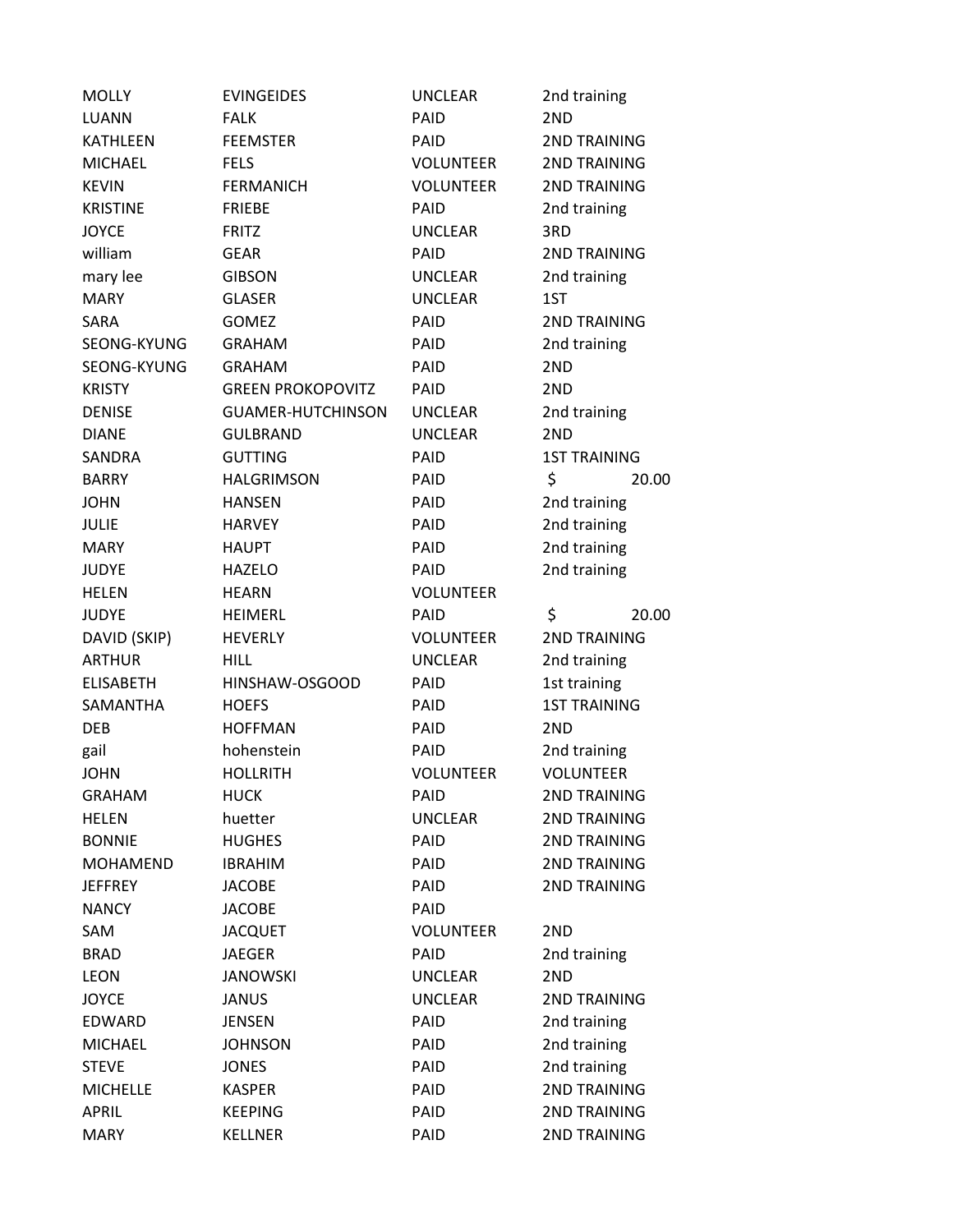| MOLLY | EVINGEIDES | UNCLEAR | 2nd training |
|---|---|---|---|
| LUANN | FALK | PAID | 2ND |
| KATHLEEN | FEEMSTER | PAID | 2ND TRAINING |
| MICHAEL | FELS | VOLUNTEER | 2ND TRAINING |
| KEVIN | FERMANICH | VOLUNTEER | 2ND TRAINING |
| KRISTINE | FRIEBE | PAID | 2nd training |
| JOYCE | FRITZ | UNCLEAR | 3RD |
| william | GEAR | PAID | 2ND TRAINING |
| mary lee | GIBSON | UNCLEAR | 2nd training |
| MARY | GLASER | UNCLEAR | 1ST |
| SARA | GOMEZ | PAID | 2ND TRAINING |
| SEONG-KYUNG | GRAHAM | PAID | 2nd training |
| SEONG-KYUNG | GRAHAM | PAID | 2ND |
| KRISTY | GREEN PROKOPOVITZ | PAID | 2ND |
| DENISE | GUAMER-HUTCHINSON | UNCLEAR | 2nd training |
| DIANE | GULBRAND | UNCLEAR | 2ND |
| SANDRA | GUTTING | PAID | 1ST TRAINING |
| BARRY | HALGRIMSON | PAID | $ 20.00 |
| JOHN | HANSEN | PAID | 2nd training |
| JULIE | HARVEY | PAID | 2nd training |
| MARY | HAUPT | PAID | 2nd training |
| JUDYE | HAZELO | PAID | 2nd training |
| HELEN | HEARN | VOLUNTEER | |
| JUDYE | HEIMERL | PAID | $ 20.00 |
| DAVID (SKIP) | HEVERLY | VOLUNTEER | 2ND TRAINING |
| ARTHUR | HILL | UNCLEAR | 2nd training |
| ELISABETH | HINSHAW-OSGOOD | PAID | 1st training |
| SAMANTHA | HOEFS | PAID | 1ST TRAINING |
| DEB | HOFFMAN | PAID | 2ND |
| gail | hohenstein | PAID | 2nd training |
| JOHN | HOLLRITH | VOLUNTEER | VOLUNTEER |
| GRAHAM | HUCK | PAID | 2ND TRAINING |
| HELEN | huetter | UNCLEAR | 2ND TRAINING |
| BONNIE | HUGHES | PAID | 2ND TRAINING |
| MOHAMEND | IBRAHIM | PAID | 2ND TRAINING |
| JEFFREY | JACOBE | PAID | 2ND TRAINING |
| NANCY | JACOBE | PAID | |
| SAM | JACQUET | VOLUNTEER | 2ND |
| BRAD | JAEGER | PAID | 2nd training |
| LEON | JANOWSKI | UNCLEAR | 2ND |
| JOYCE | JANUS | UNCLEAR | 2ND TRAINING |
| EDWARD | JENSEN | PAID | 2nd training |
| MICHAEL | JOHNSON | PAID | 2nd training |
| STEVE | JONES | PAID | 2nd training |
| MICHELLE | KASPER | PAID | 2ND TRAINING |
| APRIL | KEEPING | PAID | 2ND TRAINING |
| MARY | KELLNER | PAID | 2ND TRAINING |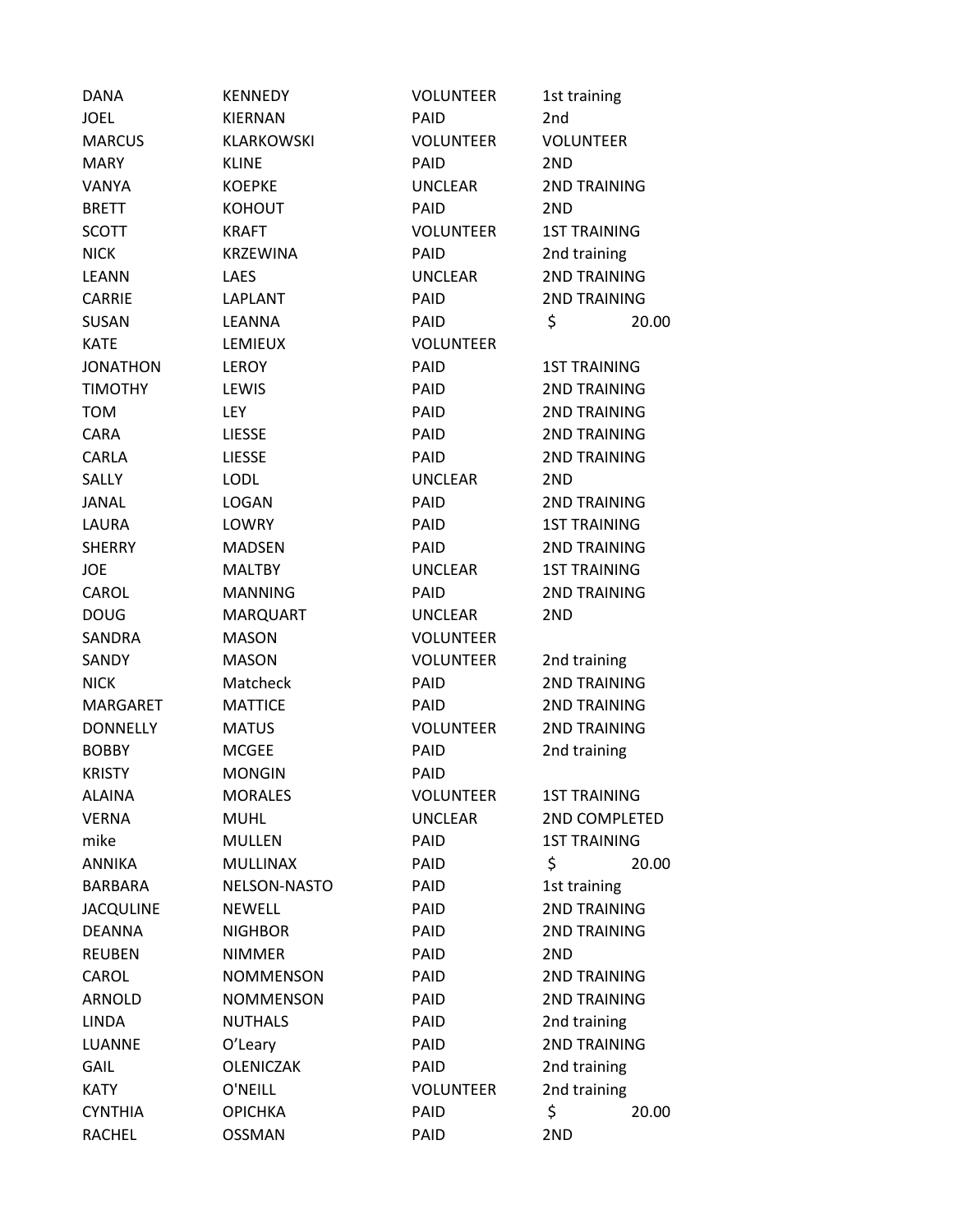| | | | |
|---|---|---|---|
| DANA | KENNEDY | VOLUNTEER | 1st training |
| JOEL | KIERNAN | PAID | 2nd |
| MARCUS | KLARKOWSKI | VOLUNTEER | VOLUNTEER |
| MARY | KLINE | PAID | 2ND |
| VANYA | KOEPKE | UNCLEAR | 2ND TRAINING |
| BRETT | KOHOUT | PAID | 2ND |
| SCOTT | KRAFT | VOLUNTEER | 1ST TRAINING |
| NICK | KRZEWINA | PAID | 2nd training |
| LEANN | LAES | UNCLEAR | 2ND TRAINING |
| CARRIE | LAPLANT | PAID | 2ND TRAINING |
| SUSAN | LEANNA | PAID | $ 20.00 |
| KATE | LEMIEUX | VOLUNTEER | |
| JONATHON | LEROY | PAID | 1ST TRAINING |
| TIMOTHY | LEWIS | PAID | 2ND TRAINING |
| TOM | LEY | PAID | 2ND TRAINING |
| CARA | LIESSE | PAID | 2ND TRAINING |
| CARLA | LIESSE | PAID | 2ND TRAINING |
| SALLY | LODL | UNCLEAR | 2ND |
| JANAL | LOGAN | PAID | 2ND TRAINING |
| LAURA | LOWRY | PAID | 1ST TRAINING |
| SHERRY | MADSEN | PAID | 2ND TRAINING |
| JOE | MALTBY | UNCLEAR | 1ST TRAINING |
| CAROL | MANNING | PAID | 2ND TRAINING |
| DOUG | MARQUART | UNCLEAR | 2ND |
| SANDRA | MASON | VOLUNTEER | |
| SANDY | MASON | VOLUNTEER | 2nd training |
| NICK | Matcheck | PAID | 2ND TRAINING |
| MARGARET | MATTICE | PAID | 2ND TRAINING |
| DONNELLY | MATUS | VOLUNTEER | 2ND TRAINING |
| BOBBY | MCGEE | PAID | 2nd training |
| KRISTY | MONGIN | PAID | |
| ALAINA | MORALES | VOLUNTEER | 1ST TRAINING |
| VERNA | MUHL | UNCLEAR | 2ND COMPLETED |
| mike | MULLEN | PAID | 1ST TRAINING |
| ANNIKA | MULLINAX | PAID | $ 20.00 |
| BARBARA | NELSON-NASTO | PAID | 1st training |
| JACQULINE | NEWELL | PAID | 2ND TRAINING |
| DEANNA | NIGHBOR | PAID | 2ND TRAINING |
| REUBEN | NIMMER | PAID | 2ND |
| CAROL | NOMMENSON | PAID | 2ND TRAINING |
| ARNOLD | NOMMENSON | PAID | 2ND TRAINING |
| LINDA | NUTHALS | PAID | 2nd training |
| LUANNE | O'Leary | PAID | 2ND TRAINING |
| GAIL | OLENICZAK | PAID | 2nd training |
| KATY | O'NEILL | VOLUNTEER | 2nd training |
| CYNTHIA | OPICHKA | PAID | $ 20.00 |
| RACHEL | OSSMAN | PAID | 2ND |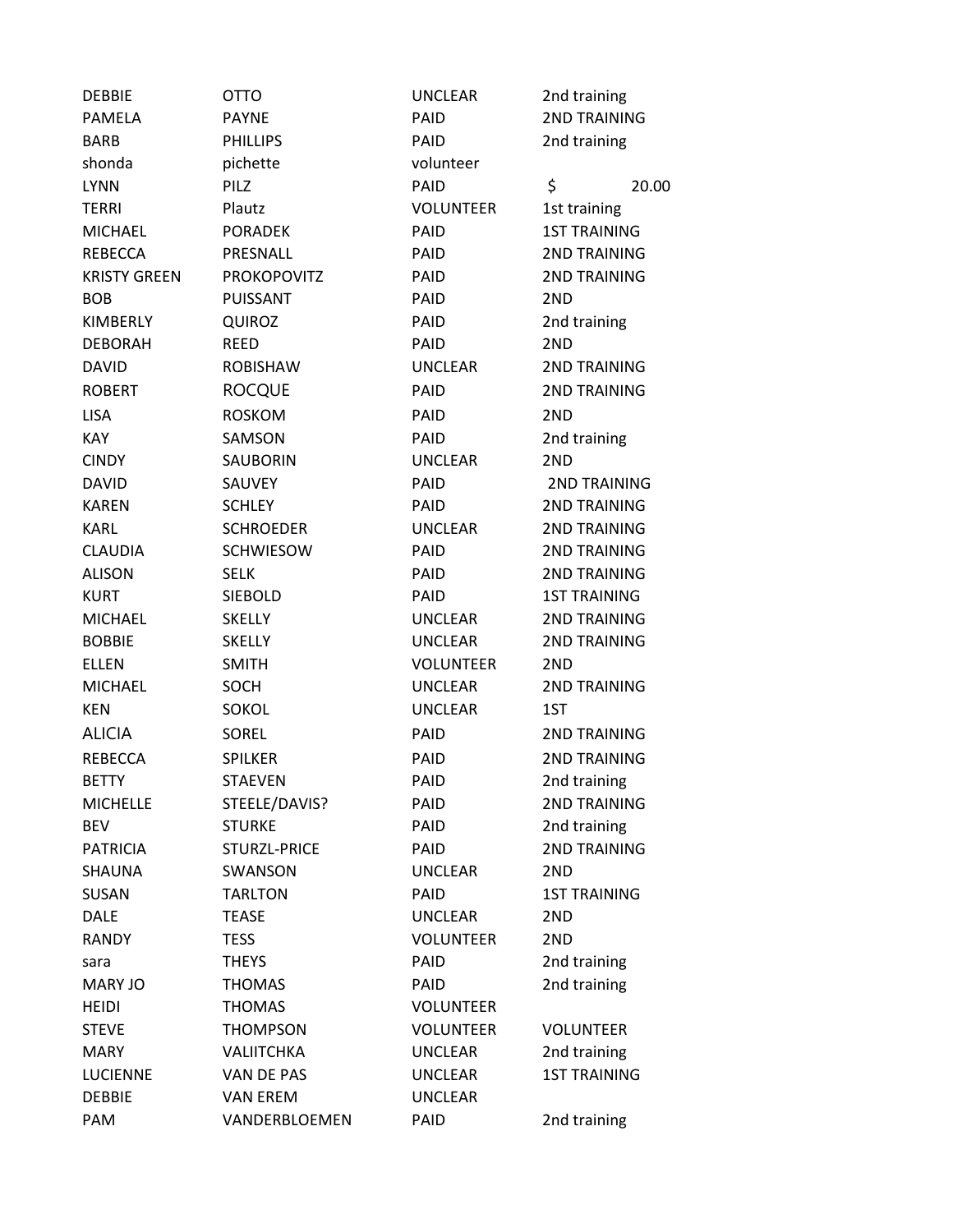| | | | |
|---|---|---|---|
| DEBBIE | OTTO | UNCLEAR | 2nd training |
| PAMELA | PAYNE | PAID | 2ND TRAINING |
| BARB | PHILLIPS | PAID | 2nd training |
| shonda | pichette | volunteer | |
| LYNN | PILZ | PAID | $ 20.00 |
| TERRI | Plautz | VOLUNTEER | 1st training |
| MICHAEL | PORADEK | PAID | 1ST TRAINING |
| REBECCA | PRESNALL | PAID | 2ND TRAINING |
| KRISTY GREEN | PROKOPOVITZ | PAID | 2ND TRAINING |
| BOB | PUISSANT | PAID | 2ND |
| KIMBERLY | QUIROZ | PAID | 2nd training |
| DEBORAH | REED | PAID | 2ND |
| DAVID | ROBISHAW | UNCLEAR | 2ND TRAINING |
| ROBERT | ROCQUE | PAID | 2ND TRAINING |
| LISA | ROSKOM | PAID | 2ND |
| KAY | SAMSON | PAID | 2nd training |
| CINDY | SAUBORIN | UNCLEAR | 2ND |
| DAVID | SAUVEY | PAID | 2ND TRAINING |
| KAREN | SCHLEY | PAID | 2ND TRAINING |
| KARL | SCHROEDER | UNCLEAR | 2ND TRAINING |
| CLAUDIA | SCHWIESOW | PAID | 2ND TRAINING |
| ALISON | SELK | PAID | 2ND TRAINING |
| KURT | SIEBOLD | PAID | 1ST TRAINING |
| MICHAEL | SKELLY | UNCLEAR | 2ND TRAINING |
| BOBBIE | SKELLY | UNCLEAR | 2ND TRAINING |
| ELLEN | SMITH | VOLUNTEER | 2ND |
| MICHAEL | SOCH | UNCLEAR | 2ND TRAINING |
| KEN | SOKOL | UNCLEAR | 1ST |
| ALICIA | SOREL | PAID | 2ND TRAINING |
| REBECCA | SPILKER | PAID | 2ND TRAINING |
| BETTY | STAEVEN | PAID | 2nd training |
| MICHELLE | STEELE/DAVIS? | PAID | 2ND TRAINING |
| BEV | STURKE | PAID | 2nd training |
| PATRICIA | STURZL-PRICE | PAID | 2ND TRAINING |
| SHAUNA | SWANSON | UNCLEAR | 2ND |
| SUSAN | TARLTON | PAID | 1ST TRAINING |
| DALE | TEASE | UNCLEAR | 2ND |
| RANDY | TESS | VOLUNTEER | 2ND |
| sara | THEYS | PAID | 2nd training |
| MARY JO | THOMAS | PAID | 2nd training |
| HEIDI | THOMAS | VOLUNTEER | |
| STEVE | THOMPSON | VOLUNTEER | VOLUNTEER |
| MARY | VALIITCHKA | UNCLEAR | 2nd training |
| LUCIENNE | VAN DE PAS | UNCLEAR | 1ST TRAINING |
| DEBBIE | VAN EREM | UNCLEAR | |
| PAM | VANDERBLOEMEN | PAID | 2nd training |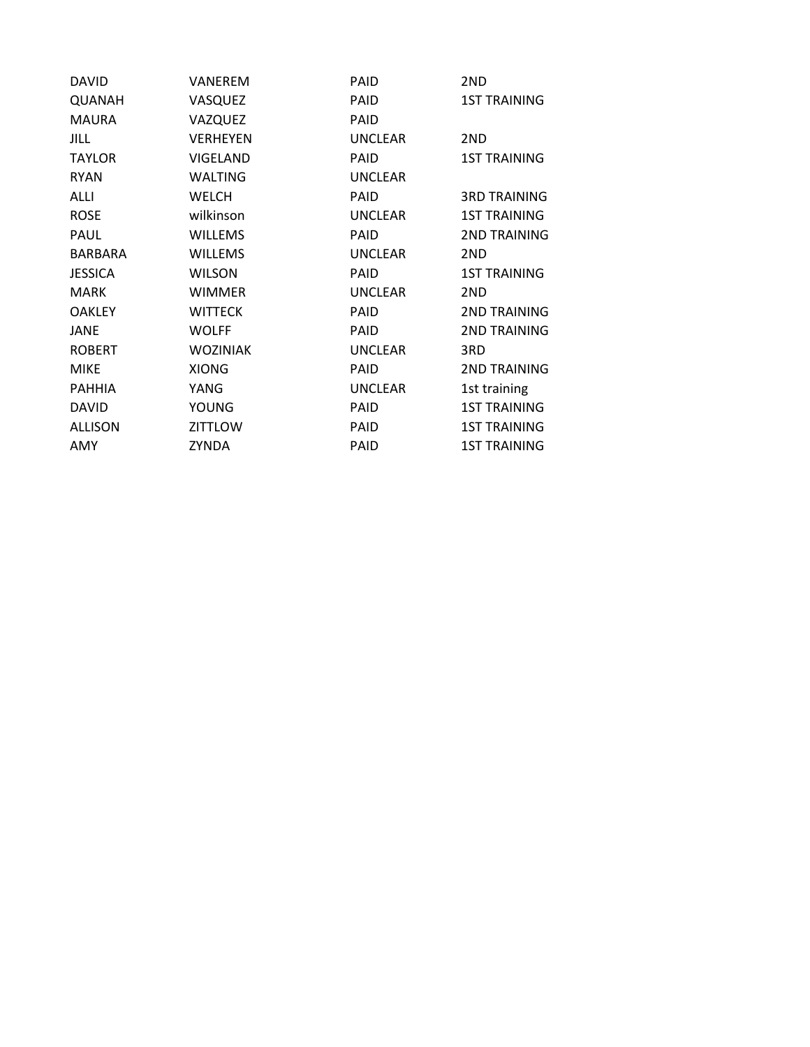| | | | |
|---|---|---|---|
| DAVID | VANEREM | PAID | 2ND |
| QUANAH | VASQUEZ | PAID | 1ST TRAINING |
| MAURA | VAZQUEZ | PAID | |
| JILL | VERHEYEN | UNCLEAR | 2ND |
| TAYLOR | VIGELAND | PAID | 1ST TRAINING |
| RYAN | WALTING | UNCLEAR | |
| ALLI | WELCH | PAID | 3RD TRAINING |
| ROSE | wilkinson | UNCLEAR | 1ST TRAINING |
| PAUL | WILLEMS | PAID | 2ND TRAINING |
| BARBARA | WILLEMS | UNCLEAR | 2ND |
| JESSICA | WILSON | PAID | 1ST TRAINING |
| MARK | WIMMER | UNCLEAR | 2ND |
| OAKLEY | WITTECK | PAID | 2ND TRAINING |
| JANE | WOLFF | PAID | 2ND TRAINING |
| ROBERT | WOZINIAK | UNCLEAR | 3RD |
| MIKE | XIONG | PAID | 2ND TRAINING |
| PAHHIA | YANG | UNCLEAR | 1st training |
| DAVID | YOUNG | PAID | 1ST TRAINING |
| ALLISON | ZITTLOW | PAID | 1ST TRAINING |
| AMY | ZYNDA | PAID | 1ST TRAINING |